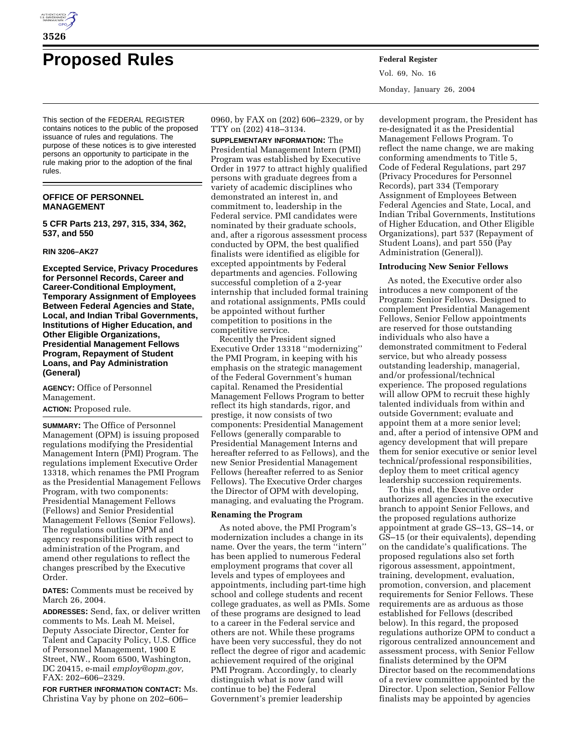# Proposed Rules

This section of the FEDERAL REGISTER contains notices to the public of the proposed issuance of rules and regulations. The purpose of these notices is to give interested persons an opportunity to participate in the rule making prior to the adoption of the final rules.

## OFFICE OF PERSONNEL MANAGEMENT

**5 CFR Parts 213, 297, 315, 334, 362, 537, and 550**

**RIN 3206–AK27**

### Excepted Service, Privacy Procedures for Personnel Records, Career and Career-Conditional Employment, Temporary Assignment of Employees Between Federal Agencies and State, Local, and Indian Tribal Governments, Institutions of Higher Education, and Other Eligible Organizations, Presidential Management Fellows Program, Repayment of Student Loans, and Pay Administration (General)

**AGENCY:** Office of Personnel Management.

**ACTION:** Proposed rule.

**SUMMARY:** The Office of Personnel Management (OPM) is issuing proposed regulations modifying the Presidential Management Intern (PMI) Program. The regulations implement Executive Order 13318, which renames the PMI Program as the Presidential Management Fellows Program, with two components: Presidential Management Fellows (Fellows) and Senior Presidential Management Fellows (Senior Fellows). The regulations outline OPM and agency responsibilities with respect to administration of the Program, and amend other regulations to reflect the changes prescribed by the Executive Order.

**DATES:** Comments must be received by March 26, 2004.

**ADDRESSES:** Send, fax, or deliver written comments to Ms. Leah M. Meisel, Deputy Associate Director, Center for Talent and Capacity Policy, U.S. Office of Personnel Management, 1900 E Street, NW., Room 6500, Washington, DC 20415, e-mail *employ@opm.gov,* FAX: 202–606–2329.

**FOR FURTHER INFORMATION CONTACT:** Ms. Christina Vay by phone on 202–606–0960, by FAX on (202) 606–2329, or by TTY on (202) 418–3134.

**SUPPLEMENTARY INFORMATION:** The Presidential Management Intern (PMI) Program was established by Executive Order in 1977 to attract highly qualified persons with graduate degrees from a variety of academic disciplines who demonstrated an interest in, and commitment to, leadership in the Federal service. PMI candidates were nominated by their graduate schools, and, after a rigorous assessment process conducted by OPM, the best qualified finalists were identified as eligible for excepted appointments by Federal departments and agencies. Following successful completion of a 2-year internship that included formal training and rotational assignments, PMIs could be appointed without further competition to positions in the competitive service.

Recently the President signed Executive Order 13318 ''modernizing'' the PMI Program, in keeping with his emphasis on the strategic management of the Federal Government's human capital. Renamed the Presidential Management Fellows Program to better reflect its high standards, rigor, and prestige, it now consists of two components: Presidential Management Fellows (generally comparable to Presidential Management Interns and hereafter referred to as Fellows), and the new Senior Presidential Management Fellows (hereafter referred to as Senior Fellows). The Executive Order charges the Director of OPM with developing, managing, and evaluating the Program.

**Renaming the Program**

As noted above, the PMI Program's modernization includes a change in its name. Over the years, the term ''intern'' has been applied to numerous Federal employment programs that cover all levels and types of employees and appointments, including part-time high school and college students and recent college graduates, as well as PMIs. Some of these programs are designed to lead to a career in the Federal service and others are not. While these programs have been very successful, they do not reflect the degree of rigor and academic achievement required of the original PMI Program. Accordingly, to clearly distinguish what is now (and will continue to be) the Federal Government's premier leadership development program, the President has re-designated it as the Presidential Management Fellows Program. To reflect the name change, we are making conforming amendments to Title 5, Code of Federal Regulations, part 297 (Privacy Procedures for Personnel Records), part 334 (Temporary Assignment of Employees Between Federal Agencies and State, Local, and Indian Tribal Governments, Institutions of Higher Education, and Other Eligible Organizations), part 537 (Repayment of Student Loans), and part 550 (Pay Administration (General)).

**Introducing New Senior Fellows**

As noted, the Executive order also introduces a new component of the Program: Senior Fellows. Designed to complement Presidential Management Fellows, Senior Fellow appointments are reserved for those outstanding individuals who also have a demonstrated commitment to Federal service, but who already possess outstanding leadership, managerial, and/or professional/technical experience. The proposed regulations will allow OPM to recruit these highly talented individuals from within and outside Government; evaluate and appoint them at a more senior level; and, after a period of intensive OPM and agency development that will prepare them for senior executive or senior level technical/professional responsibilities, deploy them to meet critical agency leadership succession requirements.

To this end, the Executive order authorizes all agencies in the executive branch to appoint Senior Fellows, and the proposed regulations authorize appointment at grade GS–13, GS–14, or GS–15 (or their equivalents), depending on the candidate's qualifications. The proposed regulations also set forth rigorous assessment, appointment, training, development, evaluation, promotion, conversion, and placement requirements for Senior Fellows. These requirements are as arduous as those established for Fellows (described below). In this regard, the proposed regulations authorize OPM to conduct a rigorous centralized announcement and assessment process, with Senior Fellow finalists determined by the OPM Director based on the recommendations of a review committee appointed by the Director. Upon selection, Senior Fellow finalists may be appointed by agencies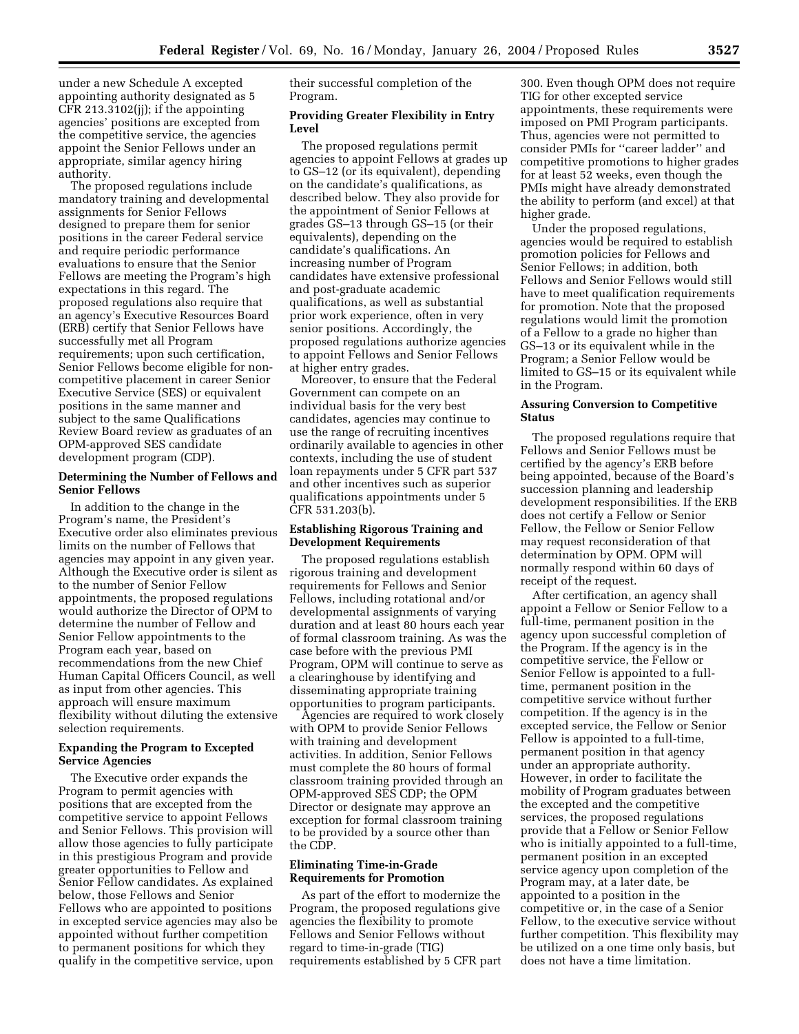under a new Schedule A excepted appointing authority designated as 5 CFR 213.3102(jj); if the appointing agencies' positions are excepted from the competitive service, the agencies appoint the Senior Fellows under an appropriate, similar agency hiring authority.

The proposed regulations include mandatory training and developmental assignments for Senior Fellows designed to prepare them for senior positions in the career Federal service and require periodic performance evaluations to ensure that the Senior Fellows are meeting the Program's high expectations in this regard. The proposed regulations also require that an agency's Executive Resources Board (ERB) certify that Senior Fellows have successfully met all Program requirements; upon such certification, Senior Fellows become eligible for non-competitive placement in career Senior Executive Service (SES) or equivalent positions in the same manner and subject to the same Qualifications Review Board review as graduates of an OPM-approved SES candidate development program (CDP).

### Determining the Number of Fellows and Senior Fellows

In addition to the change in the Program's name, the President's Executive order also eliminates previous limits on the number of Fellows that agencies may appoint in any given year. Although the Executive order is silent as to the number of Senior Fellow appointments, the proposed regulations would authorize the Director of OPM to determine the number of Fellow and Senior Fellow appointments to the Program each year, based on recommendations from the new Chief Human Capital Officers Council, as well as input from other agencies. This approach will ensure maximum flexibility without diluting the extensive selection requirements.

### Expanding the Program to Excepted Service Agencies

The Executive order expands the Program to permit agencies with positions that are excepted from the competitive service to appoint Fellows and Senior Fellows. This provision will allow those agencies to fully participate in this prestigious Program and provide greater opportunities to Fellow and Senior Fellow candidates. As explained below, those Fellows and Senior Fellows who are appointed to positions in excepted service agencies may also be appointed without further competition to permanent positions for which they qualify in the competitive service, upon their successful completion of the Program.

### Providing Greater Flexibility in Entry Level

The proposed regulations permit agencies to appoint Fellows at grades up to GS–12 (or its equivalent), depending on the candidate's qualifications, as described below. They also provide for the appointment of Senior Fellows at grades GS–13 through GS–15 (or their equivalents), depending on the candidate's qualifications. An increasing number of Program candidates have extensive professional and post-graduate academic qualifications, as well as substantial prior work experience, often in very senior positions. Accordingly, the proposed regulations authorize agencies to appoint Fellows and Senior Fellows at higher entry grades.

Moreover, to ensure that the Federal Government can compete on an individual basis for the very best candidates, agencies may continue to use the range of recruiting incentives ordinarily available to agencies in other contexts, including the use of student loan repayments under 5 CFR part 537 and other incentives such as superior qualifications appointments under 5 CFR 531.203(b).

### Establishing Rigorous Training and Development Requirements

The proposed regulations establish rigorous training and development requirements for Fellows and Senior Fellows, including rotational and/or developmental assignments of varying duration and at least 80 hours each year of formal classroom training. As was the case before with the previous PMI Program, OPM will continue to serve as a clearinghouse by identifying and disseminating appropriate training opportunities to program participants.

Agencies are required to work closely with OPM to provide Senior Fellows with training and development activities. In addition, Senior Fellows must complete the 80 hours of formal classroom training provided through an OPM-approved SES CDP; the OPM Director or designate may approve an exception for formal classroom training to be provided by a source other than the CDP.

### Eliminating Time-in-Grade Requirements for Promotion

As part of the effort to modernize the Program, the proposed regulations give agencies the flexibility to promote Fellows and Senior Fellows without regard to time-in-grade (TIG) requirements established by 5 CFR part 300. Even though OPM does not require TIG for other excepted service appointments, these requirements were imposed on PMI Program participants. Thus, agencies were not permitted to consider PMIs for ''career ladder'' and competitive promotions to higher grades for at least 52 weeks, even though the PMIs might have already demonstrated the ability to perform (and excel) at that higher grade.

Under the proposed regulations, agencies would be required to establish promotion policies for Fellows and Senior Fellows; in addition, both Fellows and Senior Fellows would still have to meet qualification requirements for promotion. Note that the proposed regulations would limit the promotion of a Fellow to a grade no higher than GS–13 or its equivalent while in the Program; a Senior Fellow would be limited to GS–15 or its equivalent while in the Program.

### Assuring Conversion to Competitive Status

The proposed regulations require that Fellows and Senior Fellows must be certified by the agency's ERB before being appointed, because of the Board's succession planning and leadership development responsibilities. If the ERB does not certify a Fellow or Senior Fellow, the Fellow or Senior Fellow may request reconsideration of that determination by OPM. OPM will normally respond within 60 days of receipt of the request.

After certification, an agency shall appoint a Fellow or Senior Fellow to a full-time, permanent position in the agency upon successful completion of the Program. If the agency is in the competitive service, the Fellow or Senior Fellow is appointed to a full-time, permanent position in the competitive service without further competition. If the agency is in the excepted service, the Fellow or Senior Fellow is appointed to a full-time, permanent position in that agency under an appropriate authority. However, in order to facilitate the mobility of Program graduates between the excepted and the competitive services, the proposed regulations provide that a Fellow or Senior Fellow who is initially appointed to a full-time, permanent position in an excepted service agency upon completion of the Program may, at a later date, be appointed to a position in the competitive or, in the case of a Senior Fellow, to the executive service without further competition. This flexibility may be utilized on a one time only basis, but does not have a time limitation.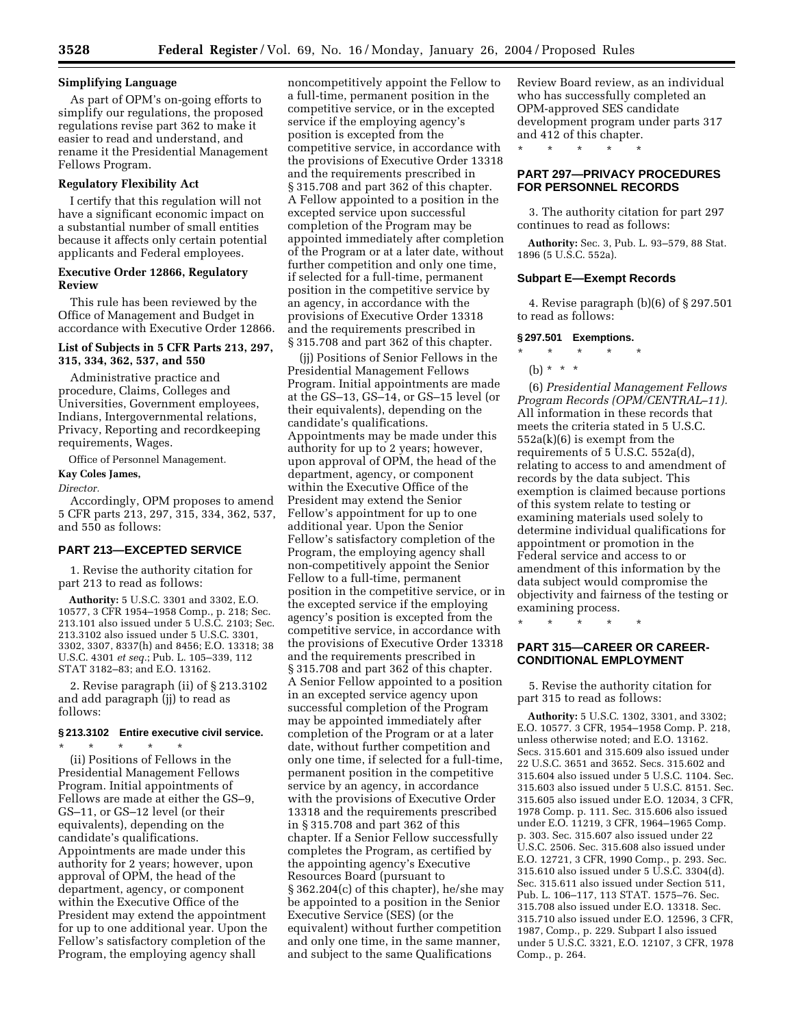**Simplifying Language**

As part of OPM's on-going efforts to simplify our regulations, the proposed regulations revise part 362 to make it easier to read and understand, and rename it the Presidential Management Fellows Program.

**Regulatory Flexibility Act**

I certify that this regulation will not have a significant economic impact on a substantial number of small entities because it affects only certain potential applicants and Federal employees.

**Executive Order 12866, Regulatory Review**

This rule has been reviewed by the Office of Management and Budget in accordance with Executive Order 12866.

**List of Subjects in 5 CFR Parts 213, 297, 315, 334, 362, 537, and 550**

Administrative practice and procedure, Claims, Colleges and Universities, Government employees, Indians, Intergovernmental relations, Privacy, Reporting and recordkeeping requirements, Wages.

Office of Personnel Management.

**Kay Coles James,**

*Director.*

Accordingly, OPM proposes to amend 5 CFR parts 213, 297, 315, 334, 362, 537, and 550 as follows:

## PART 213—EXCEPTED SERVICE

1. Revise the authority citation for part 213 to read as follows:

**Authority:** 5 U.S.C. 3301 and 3302, E.O. 10577, 3 CFR 1954–1958 Comp., p. 218; Sec. 213.101 also issued under 5 U.S.C. 2103; Sec. 213.3102 also issued under 5 U.S.C. 3301, 3302, 3307, 8337(h) and 8456; E.O. 13318; 38 U.S.C. 4301 *et seq.*; Pub. L. 105–339, 112 STAT 3182–83; and E.O. 13162.

2. Revise paragraph (ii) of § 213.3102 and add paragraph (jj) to read as follows:

### § 213.3102 Entire executive civil service.

\* \* \* \* \*

(ii) Positions of Fellows in the Presidential Management Fellows Program. Initial appointments of Fellows are made at either the GS–9, GS–11, or GS–12 level (or their equivalents), depending on the candidate's qualifications. Appointments are made under this authority for 2 years; however, upon approval of OPM, the head of the department, agency, or component within the Executive Office of the President may extend the appointment for up to one additional year. Upon the Fellow's satisfactory completion of the Program, the employing agency shall noncompetitively appoint the Fellow to a full-time, permanent position in the competitive service, or in the excepted service if the employing agency's position is excepted from the competitive service, in accordance with the provisions of Executive Order 13318 and the requirements prescribed in § 315.708 and part 362 of this chapter. A Fellow appointed to a position in the excepted service upon successful completion of the Program may be appointed immediately after completion of the Program or at a later date, without further competition and only one time, if selected for a full-time, permanent position in the competitive service by an agency, in accordance with the provisions of Executive Order 13318 and the requirements prescribed in § 315.708 and part 362 of this chapter.

(jj) Positions of Senior Fellows in the Presidential Management Fellows Program. Initial appointments are made at the GS–13, GS–14, or GS–15 level (or their equivalents), depending on the candidate's qualifications. Appointments may be made under this authority for up to 2 years; however, upon approval of OPM, the head of the department, agency, or component within the Executive Office of the President may extend the Senior Fellow's appointment for up to one additional year. Upon the Senior Fellow's satisfactory completion of the Program, the employing agency shall non-competitively appoint the Senior Fellow to a full-time, permanent position in the competitive service, or in the excepted service if the employing agency's position is excepted from the competitive service, in accordance with the provisions of Executive Order 13318 and the requirements prescribed in § 315.708 and part 362 of this chapter. A Senior Fellow appointed to a position in an excepted service agency upon successful completion of the Program may be appointed immediately after completion of the Program or at a later date, without further competition and only one time, if selected for a full-time, permanent position in the competitive service by an agency, in accordance with the provisions of Executive Order 13318 and the requirements prescribed in § 315.708 and part 362 of this chapter. If a Senior Fellow successfully completes the Program, as certified by the appointing agency's Executive Resources Board (pursuant to § 362.204(c) of this chapter), he/she may be appointed to a position in the Senior Executive Service (SES) (or the equivalent) without further competition and only one time, in the same manner, and subject to the same Qualifications Review Board review, as an individual who has successfully completed an OPM-approved SES candidate development program under parts 317 and 412 of this chapter.

\* \* \* \* \*

## PART 297—PRIVACY PROCEDURES FOR PERSONNEL RECORDS

3. The authority citation for part 297 continues to read as follows:

**Authority:** Sec. 3, Pub. L. 93–579, 88 Stat. 1896 (5 U.S.C. 552a).

### Subpart E—Exempt Records

4. Revise paragraph (b)(6) of § 297.501 to read as follows:

### § 297.501 Exemptions.

\* \* \* \* \*

(b) \* \* \*

(6) *Presidential Management Fellows Program Records (OPM/CENTRAL–11).* All information in these records that meets the criteria stated in 5 U.S.C. 552a(k)(6) is exempt from the requirements of 5 U.S.C. 552a(d), relating to access to and amendment of records by the data subject. This exemption is claimed because portions of this system relate to testing or examining materials used solely to determine individual qualifications for appointment or promotion in the Federal service and access to or amendment of this information by the data subject would compromise the objectivity and fairness of the testing or examining process.

\* \* \* \* \*

## PART 315—CAREER OR CAREER-CONDITIONAL EMPLOYMENT

5. Revise the authority citation for part 315 to read as follows:

**Authority:** 5 U.S.C. 1302, 3301, and 3302; E.O. 10577. 3 CFR, 1954–1958 Comp. P. 218, unless otherwise noted; and E.O. 13162. Secs. 315.601 and 315.609 also issued under 22 U.S.C. 3651 and 3652. Secs. 315.602 and 315.604 also issued under 5 U.S.C. 1104. Sec. 315.603 also issued under 5 U.S.C. 8151. Sec. 315.605 also issued under E.O. 12034, 3 CFR, 1978 Comp. p. 111. Sec. 315.606 also issued under E.O. 11219, 3 CFR, 1964–1965 Comp. p. 303. Sec. 315.607 also issued under 22 U.S.C. 2506. Sec. 315.608 also issued under E.O. 12721, 3 CFR, 1990 Comp., p. 293. Sec. 315.610 also issued under 5 U.S.C. 3304(d). Sec. 315.611 also issued under Section 511, Pub. L. 106–117, 113 STAT. 1575–76. Sec. 315.708 also issued under E.O. 13318. Sec. 315.710 also issued under E.O. 12596, 3 CFR, 1987, Comp., p. 229. Subpart I also issued under 5 U.S.C. 3321, E.O. 12107, 3 CFR, 1978 Comp., p. 264.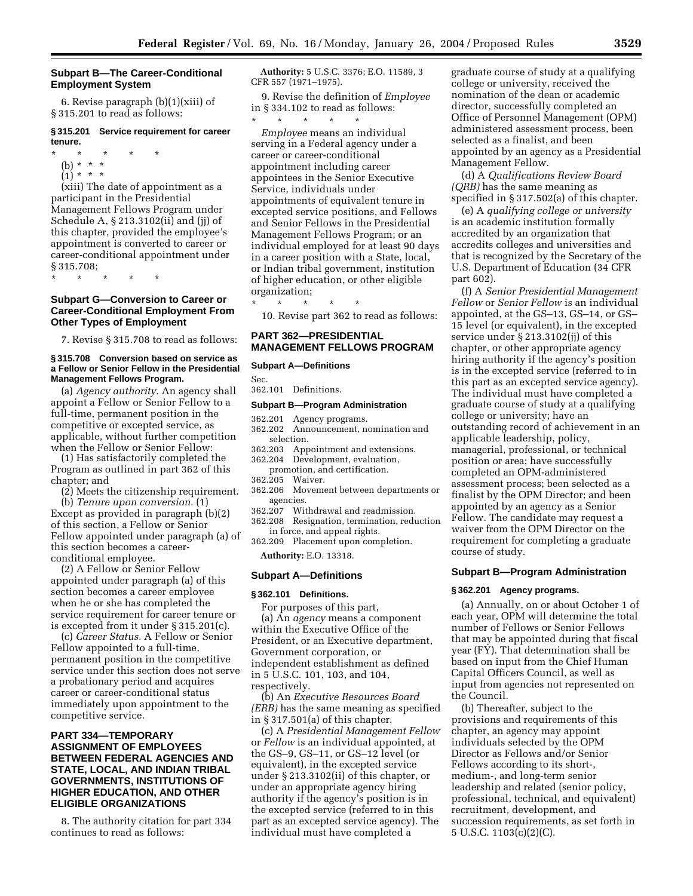## Subpart B—The Career-Conditional Employment System

6. Revise paragraph (b)(1)(xiii) of § 315.201 to read as follows:

### § 315.201 Service requirement for career tenure.

\* \* \* \* \*

(b) \* \* \*

(1) \* \* \*

(xiii) The date of appointment as a participant in the Presidential Management Fellows Program under Schedule A, § 213.3102(ii) and (jj) of this chapter, provided the employee's appointment is converted to career or career-conditional appointment under § 315.708;

\* \* \* \* \*

## Subpart G—Conversion to Career or Career-Conditional Employment From Other Types of Employment

7. Revise § 315.708 to read as follows:

### § 315.708 Conversion based on service as a Fellow or Senior Fellow in the Presidential Management Fellows Program.

(a) *Agency authority.* An agency shall appoint a Fellow or Senior Fellow to a full-time, permanent position in the competitive or excepted service, as applicable, without further competition when the Fellow or Senior Fellow:

(1) Has satisfactorily completed the Program as outlined in part 362 of this chapter; and

(2) Meets the citizenship requirement.

(b) *Tenure upon conversion.* (1) Except as provided in paragraph (b)(2) of this section, a Fellow or Senior Fellow appointed under paragraph (a) of this section becomes a career-conditional employee.

(2) A Fellow or Senior Fellow appointed under paragraph (a) of this section becomes a career employee when he or she has completed the service requirement for career tenure or is excepted from it under § 315.201(c).

(c) *Career Status.* A Fellow or Senior Fellow appointed to a full-time, permanent position in the competitive service under this section does not serve a probationary period and acquires career or career-conditional status immediately upon appointment to the competitive service.

## PART 334—TEMPORARY ASSIGNMENT OF EMPLOYEES BETWEEN FEDERAL AGENCIES AND STATE, LOCAL, AND INDIAN TRIBAL GOVERNMENTS, INSTITUTIONS OF HIGHER EDUCATION, AND OTHER ELIGIBLE ORGANIZATIONS

8. The authority citation for part 334 continues to read as follows:

**Authority:** 5 U.S.C. 3376; E.O. 11589, 3 CFR 557 (1971–1975).

9. Revise the definition of *Employee* in § 334.102 to read as follows:

\* \* \* \* \*

*Employee* means an individual serving in a Federal agency under a career or career-conditional appointment including career appointees in the Senior Executive Service, individuals under appointments of equivalent tenure in excepted service positions, and Fellows and Senior Fellows in the Presidential Management Fellows Program; or an individual employed for at least 90 days in a career position with a State, local, or Indian tribal government, institution of higher education, or other eligible organization;

\* \* \* \* \*

10. Revise part 362 to read as follows:

## PART 362—PRESIDENTIAL MANAGEMENT FELLOWS PROGRAM

### Subpart A—Definitions

Sec.
362.101 Definitions.

### Subpart B—Program Administration

362.201 Agency programs.
362.202 Announcement, nomination and selection.
362.203 Appointment and extensions.
362.204 Development, evaluation, promotion, and certification.
362.205 Waiver.
362.206 Movement between departments or agencies.
362.207 Withdrawal and readmission.
362.208 Resignation, termination, reduction in force, and appeal rights.
362.209 Placement upon completion.

**Authority:** E.O. 13318.

### Subpart A—Definitions

#### § 362.101 Definitions.

For purposes of this part,

(a) An *agency* means a component within the Executive Office of the President, or an Executive department, Government corporation, or independent establishment as defined in 5 U.S.C. 101, 103, and 104, respectively.

(b) An *Executive Resources Board (ERB)* has the same meaning as specified in § 317.501(a) of this chapter.

(c) A *Presidential Management Fellow* or *Fellow* is an individual appointed, at the GS–9, GS–11, or GS–12 level (or equivalent), in the excepted service under § 213.3102(ii) of this chapter, or under an appropriate agency hiring authority if the agency's position is in the excepted service (referred to in this part as an excepted service agency). The individual must have completed a graduate course of study at a qualifying college or university, received the nomination of the dean or academic director, successfully completed an Office of Personnel Management (OPM) administered assessment process, been selected as a finalist, and been appointed by an agency as a Presidential Management Fellow.

(d) A *Qualifications Review Board (QRB)* has the same meaning as specified in § 317.502(a) of this chapter.

(e) A *qualifying college or university* is an academic institution formally accredited by an organization that accredits colleges and universities and that is recognized by the Secretary of the U.S. Department of Education (34 CFR part 602).

(f) A *Senior Presidential Management Fellow* or *Senior Fellow* is an individual appointed, at the GS–13, GS–14, or GS–15 level (or equivalent), in the excepted service under § 213.3102(jj) of this chapter, or other appropriate agency hiring authority if the agency's position is in the excepted service (referred to in this part as an excepted service agency). The individual must have completed a graduate course of study at a qualifying college or university; have an outstanding record of achievement in an applicable leadership, policy, managerial, professional, or technical position or area; have successfully completed an OPM-administered assessment process; been selected as a finalist by the OPM Director; and been appointed by an agency as a Senior Fellow. The candidate may request a waiver from the OPM Director on the requirement for completing a graduate course of study.

### Subpart B—Program Administration

#### § 362.201 Agency programs.

(a) Annually, on or about October 1 of each year, OPM will determine the total number of Fellows or Senior Fellows that may be appointed during that fiscal year (FY). That determination shall be based on input from the Chief Human Capital Officers Council, as well as input from agencies not represented on the Council.

(b) Thereafter, subject to the provisions and requirements of this chapter, an agency may appoint individuals selected by the OPM Director as Fellows and/or Senior Fellows according to its short-, medium-, and long-term senior leadership and related (senior policy, professional, technical, and equivalent) recruitment, development, and succession requirements, as set forth in 5 U.S.C. 1103(c)(2)(C).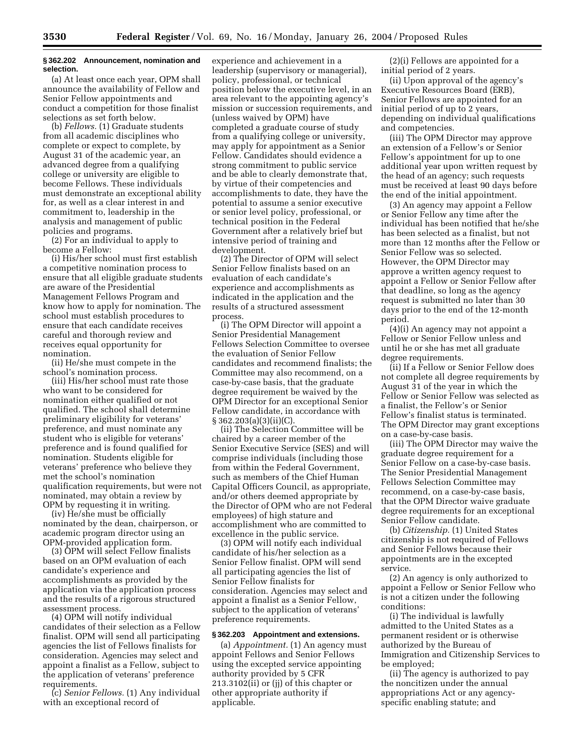**§ 362.202 Announcement, nomination and selection.**

(a) At least once each year, OPM shall announce the availability of Fellow and Senior Fellow appointments and conduct a competition for those finalist selections as set forth below.

(b) *Fellows.* (1) Graduate students from all academic disciplines who complete or expect to complete, by August 31 of the academic year, an advanced degree from a qualifying college or university are eligible to become Fellows. These individuals must demonstrate an exceptional ability for, as well as a clear interest in and commitment to, leadership in the analysis and management of public policies and programs.

(2) For an individual to apply to become a Fellow:

(i) His/her school must first establish a competitive nomination process to ensure that all eligible graduate students are aware of the Presidential Management Fellows Program and know how to apply for nomination. The school must establish procedures to ensure that each candidate receives careful and thorough review and receives equal opportunity for nomination.

(ii) He/she must compete in the school's nomination process.

(iii) His/her school must rate those who want to be considered for nomination either qualified or not qualified. The school shall determine preliminary eligibility for veterans' preference, and must nominate any student who is eligible for veterans' preference and is found qualified for nomination. Students eligible for veterans' preference who believe they met the school's nomination qualification requirements, but were not nominated, may obtain a review by OPM by requesting it in writing.

(iv) He/she must be officially nominated by the dean, chairperson, or academic program director using an OPM-provided application form.

(3) OPM will select Fellow finalists based on an OPM evaluation of each candidate's experience and accomplishments as provided by the application via the application process and the results of a rigorous structured assessment process.

(4) OPM will notify individual candidates of their selection as a Fellow finalist. OPM will send all participating agencies the list of Fellows finalists for consideration. Agencies may select and appoint a finalist as a Fellow, subject to the application of veterans' preference requirements.

(c) *Senior Fellows.* (1) Any individual with an exceptional record of experience and achievement in a leadership (supervisory or managerial), policy, professional, or technical position below the executive level, in an area relevant to the appointing agency's mission or succession requirements, and (unless waived by OPM) have completed a graduate course of study from a qualifying college or university, may apply for appointment as a Senior Fellow. Candidates should evidence a strong commitment to public service and be able to clearly demonstrate that, by virtue of their competencies and accomplishments to date, they have the potential to assume a senior executive or senior level policy, professional, or technical position in the Federal Government after a relatively brief but intensive period of training and development.

(2) The Director of OPM will select Senior Fellow finalists based on an evaluation of each candidate's experience and accomplishments as indicated in the application and the results of a structured assessment process.

(i) The OPM Director will appoint a Senior Presidential Management Fellows Selection Committee to oversee the evaluation of Senior Fellow candidates and recommend finalists; the Committee may also recommend, on a case-by-case basis, that the graduate degree requirement be waived by the OPM Director for an exceptional Senior Fellow candidate, in accordance with § 362.203(a)(3)(ii)(C).

(ii) The Selection Committee will be chaired by a career member of the Senior Executive Service (SES) and will comprise individuals (including those from within the Federal Government, such as members of the Chief Human Capital Officers Council, as appropriate, and/or others deemed appropriate by the Director of OPM who are not Federal employees) of high stature and accomplishment who are committed to excellence in the public service.

(3) OPM will notify each individual candidate of his/her selection as a Senior Fellow finalist. OPM will send all participating agencies the list of Senior Fellow finalists for consideration. Agencies may select and appoint a finalist as a Senior Fellow, subject to the application of veterans' preference requirements.

**§ 362.203 Appointment and extensions.**

(a) *Appointment.* (1) An agency must appoint Fellows and Senior Fellows using the excepted service appointing authority provided by 5 CFR 213.3102(ii) or (jj) of this chapter or other appropriate authority if applicable.

(2)(i) Fellows are appointed for a initial period of 2 years.

(ii) Upon approval of the agency's Executive Resources Board (ERB), Senior Fellows are appointed for an initial period of up to 2 years, depending on individual qualifications and competencies.

(iii) The OPM Director may approve an extension of a Fellow's or Senior Fellow's appointment for up to one additional year upon written request by the head of an agency; such requests must be received at least 90 days before the end of the initial appointment.

(3) An agency may appoint a Fellow or Senior Fellow any time after the individual has been notified that he/she has been selected as a finalist, but not more than 12 months after the Fellow or Senior Fellow was so selected. However, the OPM Director may approve a written agency request to appoint a Fellow or Senior Fellow after that deadline, so long as the agency request is submitted no later than 30 days prior to the end of the 12-month period.

(4)(i) An agency may not appoint a Fellow or Senior Fellow unless and until he or she has met all graduate degree requirements.

(ii) If a Fellow or Senior Fellow does not complete all degree requirements by August 31 of the year in which the Fellow or Senior Fellow was selected as a finalist, the Fellow's or Senior Fellow's finalist status is terminated. The OPM Director may grant exceptions on a case-by-case basis.

(iii) The OPM Director may waive the graduate degree requirement for a Senior Fellow on a case-by-case basis. The Senior Presidential Management Fellows Selection Committee may recommend, on a case-by-case basis, that the OPM Director waive graduate degree requirements for an exceptional Senior Fellow candidate.

(b) *Citizenship.* (1) United States citizenship is not required of Fellows and Senior Fellows because their appointments are in the excepted service.

(2) An agency is only authorized to appoint a Fellow or Senior Fellow who is not a citizen under the following conditions:

(i) The individual is lawfully admitted to the United States as a permanent resident or is otherwise authorized by the Bureau of Immigration and Citizenship Services to be employed;

(ii) The agency is authorized to pay the noncitizen under the annual appropriations Act or any agency-specific enabling statute; and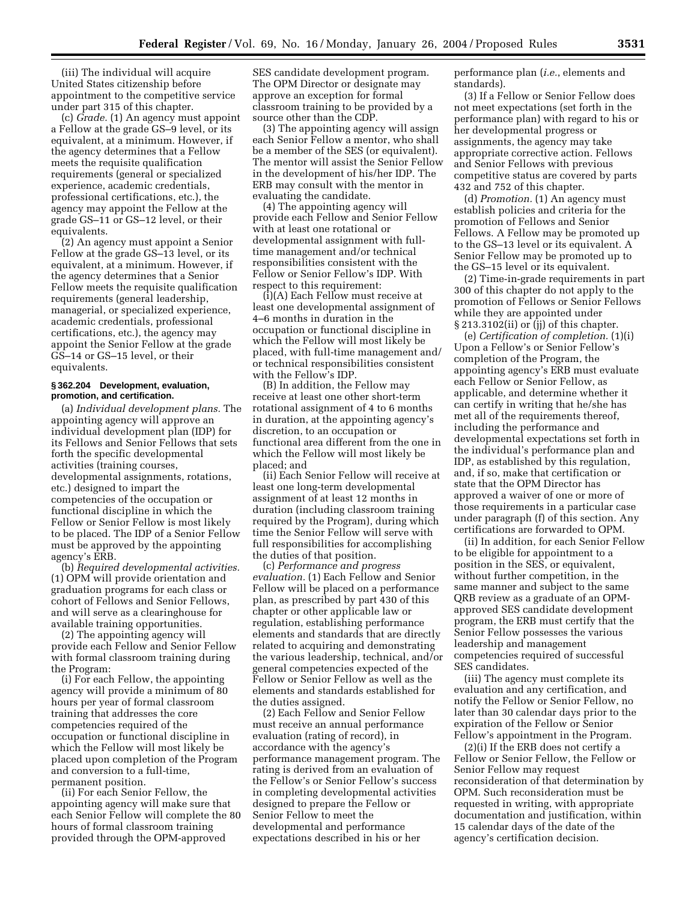(iii) The individual will acquire United States citizenship before appointment to the competitive service under part 315 of this chapter.

(c) *Grade.* (1) An agency must appoint a Fellow at the grade GS–9 level, or its equivalent, at a minimum. However, if the agency determines that a Fellow meets the requisite qualification requirements (general or specialized experience, academic credentials, professional certifications, etc.), the agency may appoint the Fellow at the grade GS–11 or GS–12 level, or their equivalents.

(2) An agency must appoint a Senior Fellow at the grade GS–13 level, or its equivalent, at a minimum. However, if the agency determines that a Senior Fellow meets the requisite qualification requirements (general leadership, managerial, or specialized experience, academic credentials, professional certifications, etc.), the agency may appoint the Senior Fellow at the grade GS–14 or GS–15 level, or their equivalents.

**§ 362.204 Development, evaluation, promotion, and certification.**

(a) *Individual development plans.* The appointing agency will approve an individual development plan (IDP) for its Fellows and Senior Fellows that sets forth the specific developmental activities (training courses, developmental assignments, rotations, etc.) designed to impart the competencies of the occupation or functional discipline in which the Fellow or Senior Fellow is most likely to be placed. The IDP of a Senior Fellow must be approved by the appointing agency's ERB.

(b) *Required developmental activities.* (1) OPM will provide orientation and graduation programs for each class or cohort of Fellows and Senior Fellows, and will serve as a clearinghouse for available training opportunities.

(2) The appointing agency will provide each Fellow and Senior Fellow with formal classroom training during the Program:

(i) For each Fellow, the appointing agency will provide a minimum of 80 hours per year of formal classroom training that addresses the core competencies required of the occupation or functional discipline in which the Fellow will most likely be placed upon completion of the Program and conversion to a full-time, permanent position.

(ii) For each Senior Fellow, the appointing agency will make sure that each Senior Fellow will complete the 80 hours of formal classroom training provided through the OPM-approved SES candidate development program. The OPM Director or designate may approve an exception for formal classroom training to be provided by a source other than the CDP.

(3) The appointing agency will assign each Senior Fellow a mentor, who shall be a member of the SES (or equivalent). The mentor will assist the Senior Fellow in the development of his/her IDP. The ERB may consult with the mentor in evaluating the candidate.

(4) The appointing agency will provide each Fellow and Senior Fellow with at least one rotational or developmental assignment with full-time management and/or technical responsibilities consistent with the Fellow or Senior Fellow's IDP. With respect to this requirement:

(i)(A) Each Fellow must receive at least one developmental assignment of 4–6 months in duration in the occupation or functional discipline in which the Fellow will most likely be placed, with full-time management and/or technical responsibilities consistent with the Fellow's IDP.

(B) In addition, the Fellow may receive at least one other short-term rotational assignment of 4 to 6 months in duration, at the appointing agency's discretion, to an occupation or functional area different from the one in which the Fellow will most likely be placed; and

(ii) Each Senior Fellow will receive at least one long-term developmental assignment of at least 12 months in duration (including classroom training required by the Program), during which time the Senior Fellow will serve with full responsibilities for accomplishing the duties of that position.

(c) *Performance and progress evaluation.* (1) Each Fellow and Senior Fellow will be placed on a performance plan, as prescribed by part 430 of this chapter or other applicable law or regulation, establishing performance elements and standards that are directly related to acquiring and demonstrating the various leadership, technical, and/or general competencies expected of the Fellow or Senior Fellow as well as the elements and standards established for the duties assigned.

(2) Each Fellow and Senior Fellow must receive an annual performance evaluation (rating of record), in accordance with the agency's performance management program. The rating is derived from an evaluation of the Fellow's or Senior Fellow's success in completing developmental activities designed to prepare the Fellow or Senior Fellow to meet the developmental and performance expectations described in his or her performance plan (*i.e.*, elements and standards).

(3) If a Fellow or Senior Fellow does not meet expectations (set forth in the performance plan) with regard to his or her developmental progress or assignments, the agency may take appropriate corrective action. Fellows and Senior Fellows with previous competitive status are covered by parts 432 and 752 of this chapter.

(d) *Promotion.* (1) An agency must establish policies and criteria for the promotion of Fellows and Senior Fellows. A Fellow may be promoted up to the GS–13 level or its equivalent. A Senior Fellow may be promoted up to the GS–15 level or its equivalent.

(2) Time-in-grade requirements in part 300 of this chapter do not apply to the promotion of Fellows or Senior Fellows while they are appointed under § 213.3102(ii) or (jj) of this chapter.

(e) *Certification of completion.* (1)(i) Upon a Fellow's or Senior Fellow's completion of the Program, the appointing agency's ERB must evaluate each Fellow or Senior Fellow, as applicable, and determine whether it can certify in writing that he/she has met all of the requirements thereof, including the performance and developmental expectations set forth in the individual's performance plan and IDP, as established by this regulation, and, if so, make that certification or state that the OPM Director has approved a waiver of one or more of those requirements in a particular case under paragraph (f) of this section. Any certifications are forwarded to OPM.

(ii) In addition, for each Senior Fellow to be eligible for appointment to a position in the SES, or equivalent, without further competition, in the same manner and subject to the same QRB review as a graduate of an OPM-approved SES candidate development program, the ERB must certify that the Senior Fellow possesses the various leadership and management competencies required of successful SES candidates.

(iii) The agency must complete its evaluation and any certification, and notify the Fellow or Senior Fellow, no later than 30 calendar days prior to the expiration of the Fellow or Senior Fellow's appointment in the Program.

(2)(i) If the ERB does not certify a Fellow or Senior Fellow, the Fellow or Senior Fellow may request reconsideration of that determination by OPM. Such reconsideration must be requested in writing, with appropriate documentation and justification, within 15 calendar days of the date of the agency's certification decision.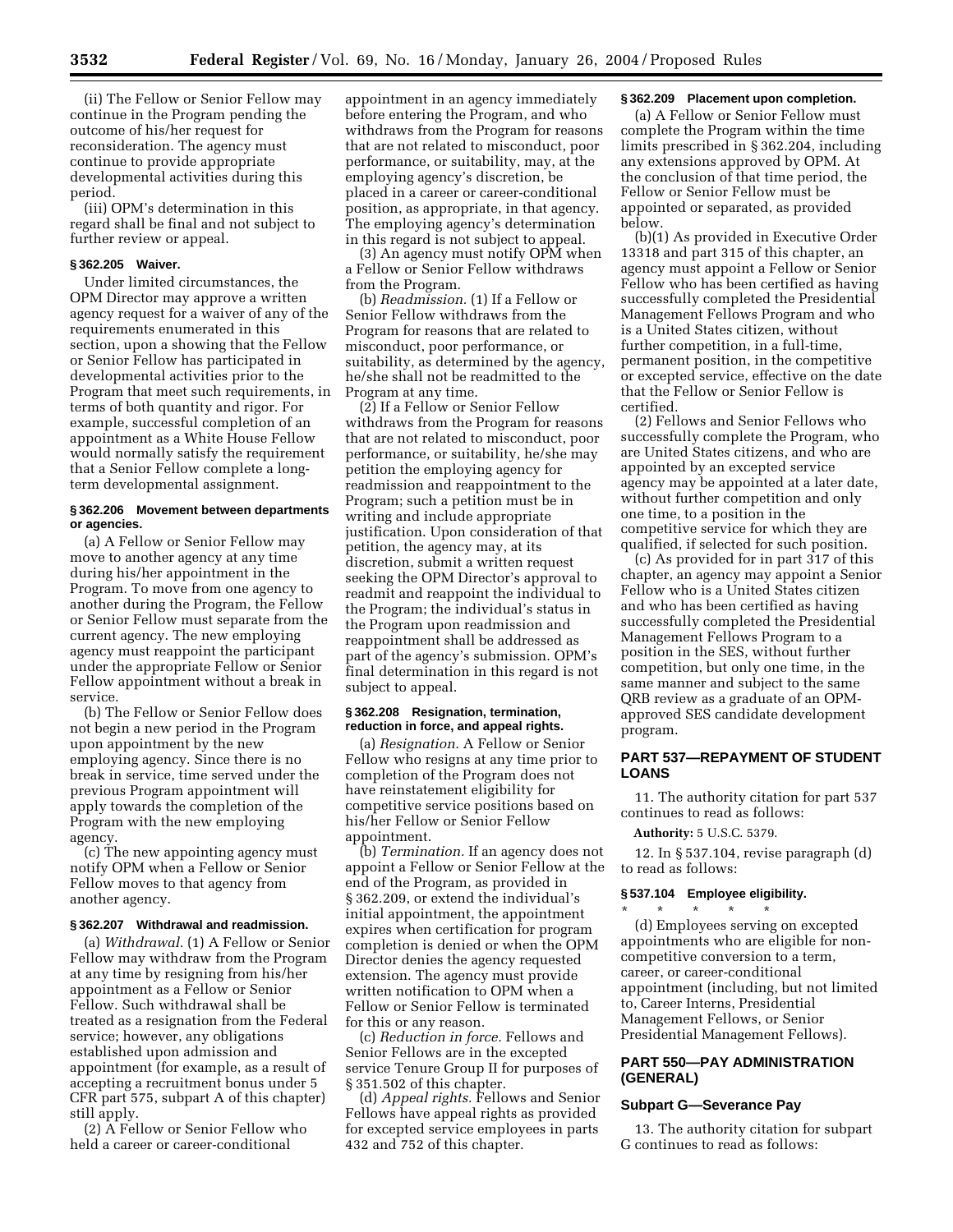(ii) The Fellow or Senior Fellow may continue in the Program pending the outcome of his/her request for reconsideration. The agency must continue to provide appropriate developmental activities during this period.

(iii) OPM's determination in this regard shall be final and not subject to further review or appeal.

### § 362.205 Waiver.

Under limited circumstances, the OPM Director may approve a written agency request for a waiver of any of the requirements enumerated in this section, upon a showing that the Fellow or Senior Fellow has participated in developmental activities prior to the Program that meet such requirements, in terms of both quantity and rigor. For example, successful completion of an appointment as a White House Fellow would normally satisfy the requirement that a Senior Fellow complete a long-term developmental assignment.

### § 362.206 Movement between departments or agencies.

(a) A Fellow or Senior Fellow may move to another agency at any time during his/her appointment in the Program. To move from one agency to another during the Program, the Fellow or Senior Fellow must separate from the current agency. The new employing agency must reappoint the participant under the appropriate Fellow or Senior Fellow appointment without a break in service.

(b) The Fellow or Senior Fellow does not begin a new period in the Program upon appointment by the new employing agency. Since there is no break in service, time served under the previous Program appointment will apply towards the completion of the Program with the new employing agency.

(c) The new appointing agency must notify OPM when a Fellow or Senior Fellow moves to that agency from another agency.

### § 362.207 Withdrawal and readmission.

(a) *Withdrawal.* (1) A Fellow or Senior Fellow may withdraw from the Program at any time by resigning from his/her appointment as a Fellow or Senior Fellow. Such withdrawal shall be treated as a resignation from the Federal service; however, any obligations established upon admission and appointment (for example, as a result of accepting a recruitment bonus under 5 CFR part 575, subpart A of this chapter) still apply.

(2) A Fellow or Senior Fellow who held a career or career-conditional appointment in an agency immediately before entering the Program, and who withdraws from the Program for reasons that are not related to misconduct, poor performance, or suitability, may, at the employing agency's discretion, be placed in a career or career-conditional position, as appropriate, in that agency. The employing agency's determination in this regard is not subject to appeal.

(3) An agency must notify OPM when a Fellow or Senior Fellow withdraws from the Program.

(b) *Readmission.* (1) If a Fellow or Senior Fellow withdraws from the Program for reasons that are related to misconduct, poor performance, or suitability, as determined by the agency, he/she shall not be readmitted to the Program at any time.

(2) If a Fellow or Senior Fellow withdraws from the Program for reasons that are not related to misconduct, poor performance, or suitability, he/she may petition the employing agency for readmission and reappointment to the Program; such a petition must be in writing and include appropriate justification. Upon consideration of that petition, the agency may, at its discretion, submit a written request seeking the OPM Director's approval to readmit and reappoint the individual to the Program; the individual's status in the Program upon readmission and reappointment shall be addressed as part of the agency's submission. OPM's final determination in this regard is not subject to appeal.

### § 362.208 Resignation, termination, reduction in force, and appeal rights.

(a) *Resignation.* A Fellow or Senior Fellow who resigns at any time prior to completion of the Program does not have reinstatement eligibility for competitive service positions based on his/her Fellow or Senior Fellow appointment.

(b) *Termination.* If an agency does not appoint a Fellow or Senior Fellow at the end of the Program, as provided in § 362.209, or extend the individual's initial appointment, the appointment expires when certification for program completion is denied or when the OPM Director denies the agency requested extension. The agency must provide written notification to OPM when a Fellow or Senior Fellow is terminated for this or any reason.

(c) *Reduction in force.* Fellows and Senior Fellows are in the excepted service Tenure Group II for purposes of § 351.502 of this chapter.

(d) *Appeal rights.* Fellows and Senior Fellows have appeal rights as provided for excepted service employees in parts 432 and 752 of this chapter.

### § 362.209 Placement upon completion.

(a) A Fellow or Senior Fellow must complete the Program within the time limits prescribed in § 362.204, including any extensions approved by OPM. At the conclusion of that time period, the Fellow or Senior Fellow must be appointed or separated, as provided below.

(b)(1) As provided in Executive Order 13318 and part 315 of this chapter, an agency must appoint a Fellow or Senior Fellow who has been certified as having successfully completed the Presidential Management Fellows Program and who is a United States citizen, without further competition, in a full-time, permanent position, in the competitive or excepted service, effective on the date that the Fellow or Senior Fellow is certified.

(2) Fellows and Senior Fellows who successfully complete the Program, who are United States citizens, and who are appointed by an excepted service agency may be appointed at a later date, without further competition and only one time, to a position in the competitive service for which they are qualified, if selected for such position.

(c) As provided for in part 317 of this chapter, an agency may appoint a Senior Fellow who is a United States citizen and who has been certified as having successfully completed the Presidential Management Fellows Program to a position in the SES, without further competition, but only one time, in the same manner and subject to the same QRB review as a graduate of an OPM-approved SES candidate development program.

## PART 537—REPAYMENT OF STUDENT LOANS

11. The authority citation for part 537 continues to read as follows:

**Authority:** 5 U.S.C. 5379.

12. In § 537.104, revise paragraph (d) to read as follows:

### § 537.104 Employee eligibility.

\* \* \* \* \*

(d) Employees serving on excepted appointments who are eligible for non-competitive conversion to a term, career, or career-conditional appointment (including, but not limited to, Career Interns, Presidential Management Fellows, or Senior Presidential Management Fellows).

## PART 550—PAY ADMINISTRATION (GENERAL)

### Subpart G—Severance Pay

13. The authority citation for subpart G continues to read as follows: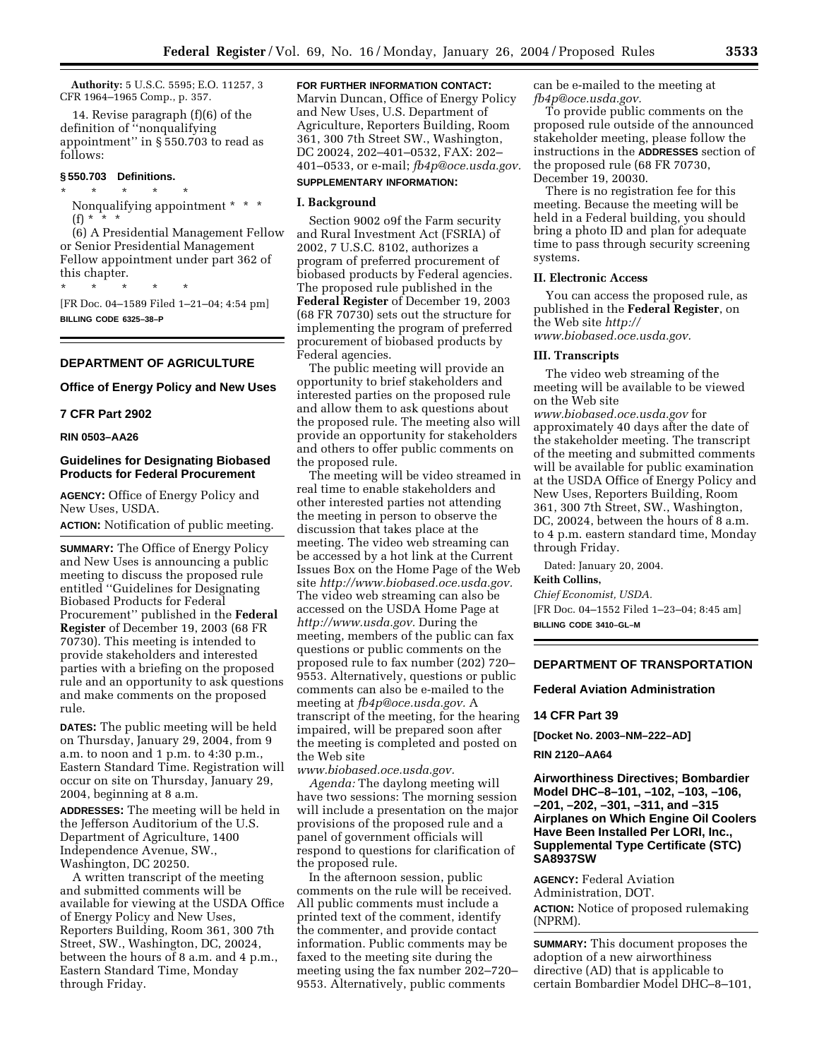**Authority:** 5 U.S.C. 5595; E.O. 11257, 3 CFR 1964–1965 Comp., p. 357.

14. Revise paragraph (f)(6) of the definition of ''nonqualifying appointment'' in § 550.703 to read as follows:

**§ 550.703 Definitions.**

\* \* \* \* \*

Nonqualifying appointment \* \* \*

(f) \* \* \*

(6) A Presidential Management Fellow or Senior Presidential Management Fellow appointment under part 362 of this chapter.

\* \* \* \* \*

[FR Doc. 04–1589 Filed 1–21–04; 4:54 pm]

**BILLING CODE 6325–38–P**

---

## DEPARTMENT OF AGRICULTURE

### Office of Energy Policy and New Uses

### 7 CFR Part 2902

**RIN 0503–AA26**

### Guidelines for Designating Biobased Products for Federal Procurement

**AGENCY:** Office of Energy Policy and New Uses, USDA.

**ACTION:** Notification of public meeting.

**SUMMARY:** The Office of Energy Policy and New Uses is announcing a public meeting to discuss the proposed rule entitled ''Guidelines for Designating Biobased Products for Federal Procurement'' published in the **Federal Register** of December 19, 2003 (68 FR 70730). This meeting is intended to provide stakeholders and interested parties with a briefing on the proposed rule and an opportunity to ask questions and make comments on the proposed rule.

**DATES:** The public meeting will be held on Thursday, January 29, 2004, from 9 a.m. to noon and 1 p.m. to 4:30 p.m., Eastern Standard Time. Registration will occur on site on Thursday, January 29, 2004, beginning at 8 a.m.

**ADDRESSES:** The meeting will be held in the Jefferson Auditorium of the U.S. Department of Agriculture, 1400 Independence Avenue, SW., Washington, DC 20250.

A written transcript of the meeting and submitted comments will be available for viewing at the USDA Office of Energy Policy and New Uses, Reporters Building, Room 361, 300 7th Street, SW., Washington, DC, 20024, between the hours of 8 a.m. and 4 p.m., Eastern Standard Time, Monday through Friday.

**FOR FURTHER INFORMATION CONTACT:** Marvin Duncan, Office of Energy Policy and New Uses, U.S. Department of Agriculture, Reporters Building, Room 361, 300 7th Street SW., Washington, DC 20024, 202–401–0532, FAX: 202–401–0533, or e-mail; *fb4p@oce.usda.gov.*

**SUPPLEMENTARY INFORMATION:**

#### I. Background

Section 9002 o9f the Farm security and Rural Investment Act (FSRIA) of 2002, 7 U.S.C. 8102, authorizes a program of preferred procurement of biobased products by Federal agencies. The proposed rule published in the **Federal Register** of December 19, 2003 (68 FR 70730) sets out the structure for implementing the program of preferred procurement of biobased products by Federal agencies.

The public meeting will provide an opportunity to brief stakeholders and interested parties on the proposed rule and allow them to ask questions about the proposed rule. The meeting also will provide an opportunity for stakeholders and others to offer public comments on the proposed rule.

The meeting will be video streamed in real time to enable stakeholders and other interested parties not attending the meeting in person to observe the discussion that takes place at the meeting. The video web streaming can be accessed by a hot link at the Current Issues Box on the Home Page of the Web site *http://www.biobased.oce.usda.gov.* The video web streaming can also be accessed on the USDA Home Page at *http://www.usda.gov.* During the meeting, members of the public can fax questions or public comments on the proposed rule to fax number (202) 720–9553. Alternatively, questions or public comments can also be e-mailed to the meeting at *fb4p@oce.usda.gov.* A transcript of the meeting, for the hearing impaired, will be prepared soon after the meeting is completed and posted on the Web site *www.biobased.oce.usda.gov.*

*Agenda:* The daylong meeting will have two sessions: The morning session will include a presentation on the major provisions of the proposed rule and a panel of government officials will respond to questions for clarification of the proposed rule.

In the afternoon session, public comments on the rule will be received. All public comments must include a printed text of the comment, identify the commenter, and provide contact information. Public comments may be faxed to the meeting site during the meeting using the fax number 202–720–9553. Alternatively, public comments can be e-mailed to the meeting at *fb4p@oce.usda.gov.*

To provide public comments on the proposed rule outside of the announced stakeholder meeting, please follow the instructions in the **ADDRESSES** section of the proposed rule (68 FR 70730, December 19, 20030.

There is no registration fee for this meeting. Because the meeting will be held in a Federal building, you should bring a photo ID and plan for adequate time to pass through security screening systems.

#### II. Electronic Access

You can access the proposed rule, as published in the **Federal Register**, on the Web site *http://www.biobased.oce.usda.gov.*

#### III. Transcripts

The video web streaming of the meeting will be available to be viewed on the Web site *www.biobased.oce.usda.gov* for approximately 40 days after the date of the stakeholder meeting. The transcript of the meeting and submitted comments will be available for public examination at the USDA Office of Energy Policy and New Uses, Reporters Building, Room 361, 300 7th Street, SW., Washington, DC, 20024, between the hours of 8 a.m. to 4 p.m. eastern standard time, Monday through Friday.

Dated: January 20, 2004.

**Keith Collins,**

*Chief Economist, USDA.*

[FR Doc. 04–1552 Filed 1–23–04; 8:45 am]

**BILLING CODE 3410–GL–M**

---

## DEPARTMENT OF TRANSPORTATION

### Federal Aviation Administration

### 14 CFR Part 39

**[Docket No. 2003–NM–222–AD]**

**RIN 2120–AA64**

### Airworthiness Directives; Bombardier Model DHC–8–101, –102, –103, –106, –201, –202, –301, –311, and –315 Airplanes on Which Engine Oil Coolers Have Been Installed Per LORI, Inc., Supplemental Type Certificate (STC) SA8937SW

**AGENCY:** Federal Aviation Administration, DOT.

**ACTION:** Notice of proposed rulemaking (NPRM).

**SUMMARY:** This document proposes the adoption of a new airworthiness directive (AD) that is applicable to certain Bombardier Model DHC–8–101,